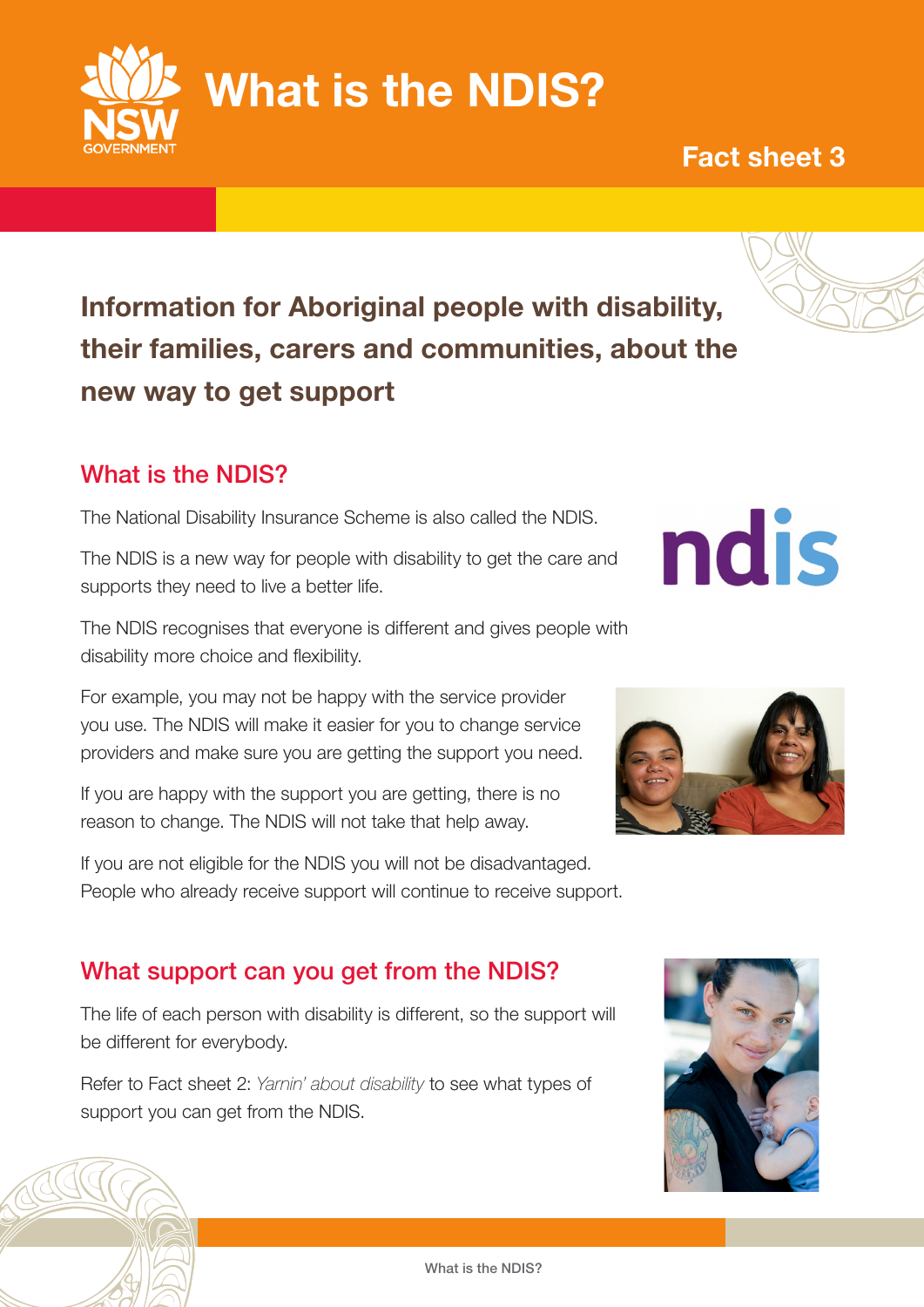# What is the NDIS?

## Fact sheet 3

### Information for Aboriginal people with disability, their families, carers and communities, about the new way to get support

## What is the NDIS?

The National Disability Insurance Scheme is also called the NDIS.

The NDIS is a new way for people with disability to get the care and supports they need to live a better life.

The NDIS recognises that everyone is different and gives people with disability more choice and flexibility.

For example, you may not be happy with the service provider you use. The NDIS will make it easier for you to change service providers and make sure you are getting the support you need.

If you are happy with the support you are getting, there is no reason to change. The NDIS will not take that help away.

If you are not eligible for the NDIS you will not be disadvantaged. People who already receive support will continue to receive support.

## What support can you get from the NDIS?

The life of each person with disability is different, so the support will be different for everybody.

Refer to Fact sheet 2: *Yarnin' about disability* to see what types of support you can get from the NDIS.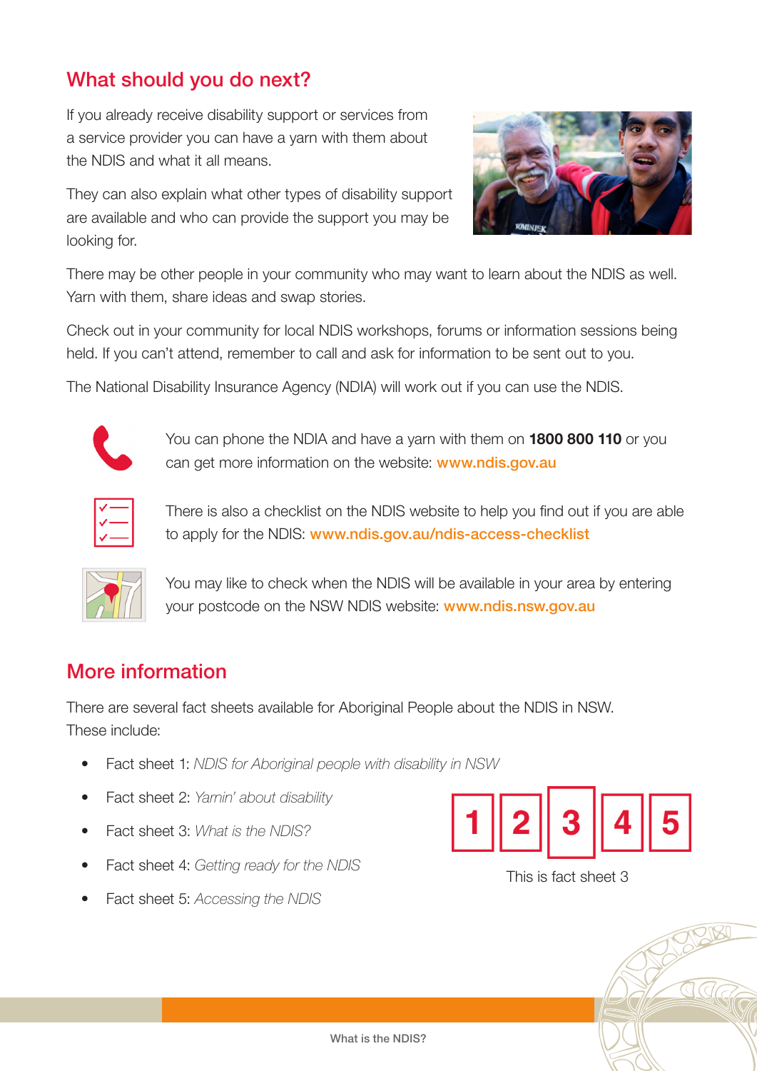## What should you do next?

If you already receive disability support or services from a service provider you can have a yarn with them about the NDIS and what it all means.

They can also explain what other types of disability support are available and who can provide the support you may be looking for.

There may be other people in your community who may want to learn about the NDIS as well. Yarn with them, share ideas and swap stories.

Check out in your community for local NDIS workshops, forums or information sessions being held. If you can't attend, remember to call and ask for information to be sent out to you.

The National Disability Insurance Agency (NDIA) will work out if you can use the NDIS.

You can phone the NDIA and have a yarn with them on **1800 800 110** or you can get more information on the website: **www.ndis.gov.au**

There is also a checklist on the NDIS website to help you find out if you are able to apply for the NDIS: **www.ndis.gov.au/ndis-access-checklist**

You may like to check when the NDIS will be available in your area by entering your postcode on the NSW NDIS website: **www.ndis.nsw.gov.au**

## More information

There are several fact sheets available for Aboriginal People about the NDIS in NSW. These include:

- Fact sheet 1: *NDIS for Aboriginal people with disability in NSW*
- Fact sheet 2: *Yarnin' about disability*
- Fact sheet 3: *What is the NDIS?*
- Fact sheet 4: *Getting ready for the NDIS*
- Fact sheet 5: *Accessing the NDIS*

1 2 3 4 5

This is fact sheet 3